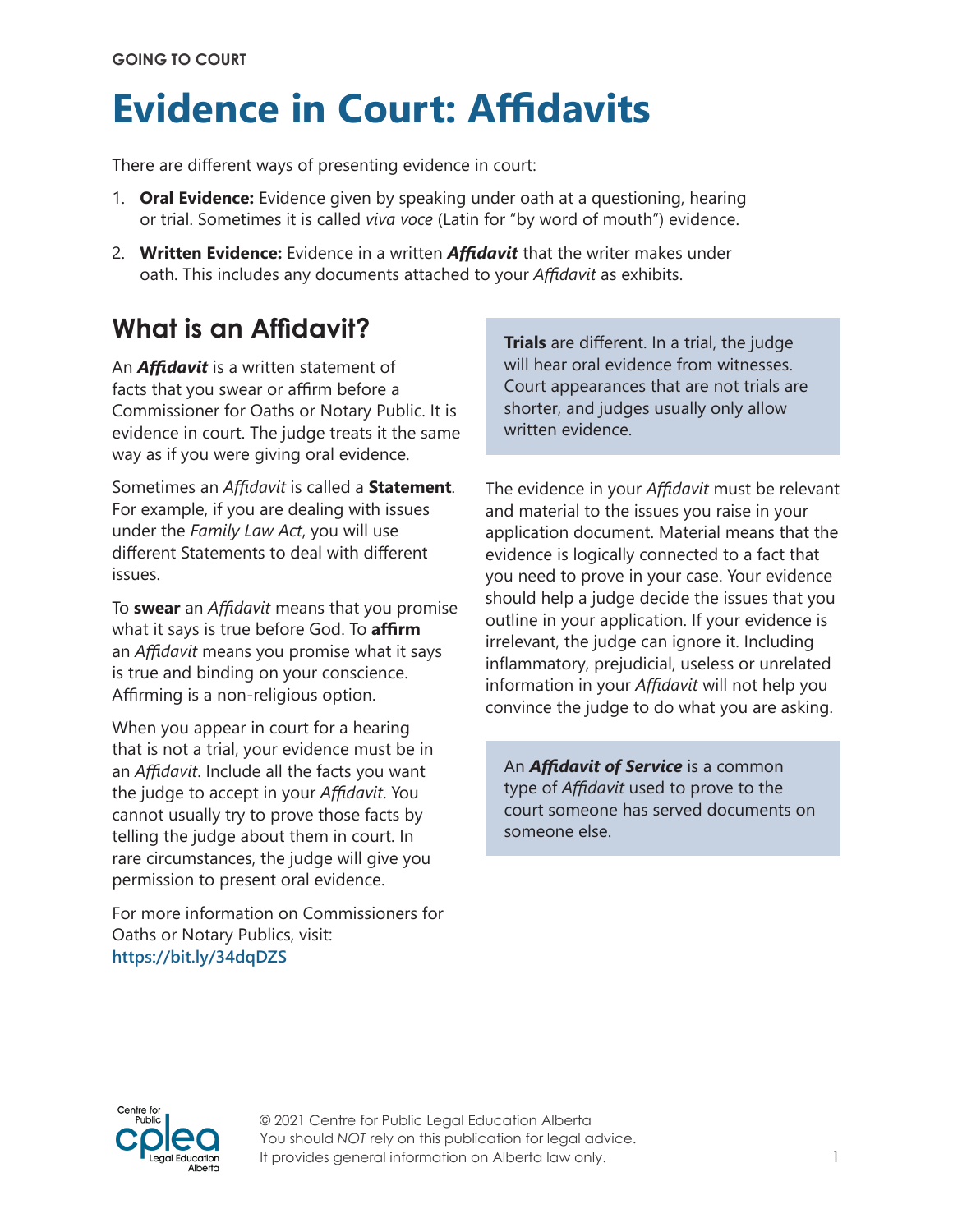GOING TO COURT

# Evidence in Court: Affidavits

There are different ways of presenting evidence in court:

1. **Oral Evidence:** Evidence given by speaking under oath at a questioning, hearing or trial. Sometimes it is called *viva voce* (Latin for "by word of mouth") evidence.
2. **Written Evidence:** Evidence in a written ***Affidavit*** that the writer makes under oath. This includes any documents attached to your *Affidavit* as exhibits.

## What is an Affidavit?

An ***Affidavit*** is a written statement of facts that you swear or affirm before a Commissioner for Oaths or Notary Public. It is evidence in court. The judge treats it the same way as if you were giving oral evidence.

Sometimes an *Affidavit* is called a **Statement**. For example, if you are dealing with issues under the *Family Law Act*, you will use different Statements to deal with different issues.

To **swear** an *Affidavit* means that you promise what it says is true before God. To **affirm** an *Affidavit* means you promise what it says is true and binding on your conscience. Affirming is a non-religious option.

When you appear in court for a hearing that is not a trial, your evidence must be in an *Affidavit*. Include all the facts you want the judge to accept in your *Affidavit*. You cannot usually try to prove those facts by telling the judge about them in court. In rare circumstances, the judge will give you permission to present oral evidence.

For more information on Commissioners for Oaths or Notary Publics, visit: **https://bit.ly/34dqDZS**

**Trials** are different. In a trial, the judge will hear oral evidence from witnesses. Court appearances that are not trials are shorter, and judges usually only allow written evidence.

The evidence in your *Affidavit* must be relevant and material to the issues you raise in your application document. Material means that the evidence is logically connected to a fact that you need to prove in your case. Your evidence should help a judge decide the issues that you outline in your application. If your evidence is irrelevant, the judge can ignore it. Including inflammatory, prejudicial, useless or unrelated information in your *Affidavit* will not help you convince the judge to do what you are asking.

An ***Affidavit of Service*** is a common type of *Affidavit* used to prove to the court someone has served documents on someone else.

© 2021 Centre for Public Legal Education Alberta
You should *NOT* rely on this publication for legal advice.
It provides general information on Alberta law only.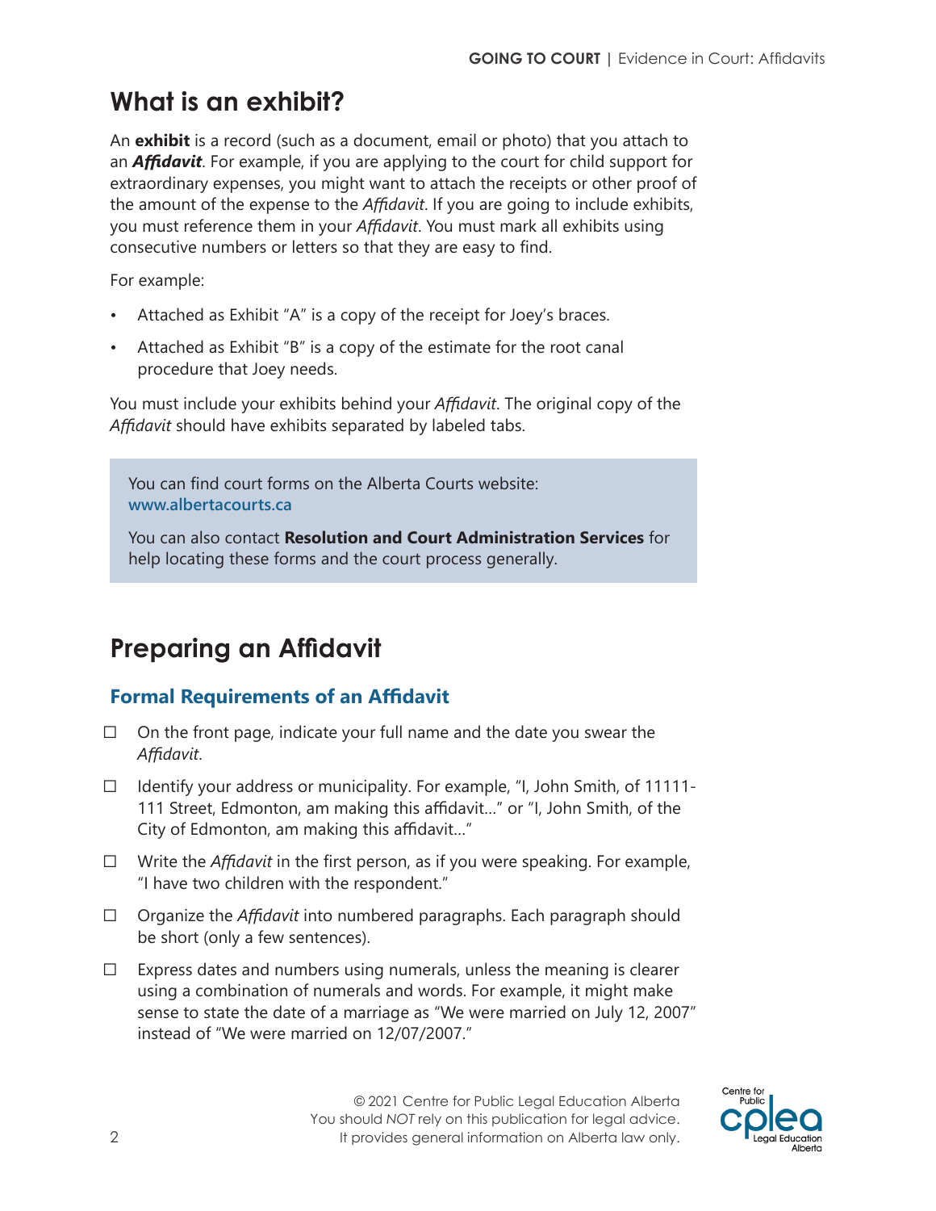## What is an exhibit?

An **exhibit** is a record (such as a document, email or photo) that you attach to an ***Affidavit***. For example, if you are applying to the court for child support for extraordinary expenses, you might want to attach the receipts or other proof of the amount of the expense to the *Affidavit*. If you are going to include exhibits, you must reference them in your *Affidavit*. You must mark all exhibits using consecutive numbers or letters so that they are easy to find.

For example:

- Attached as Exhibit "A" is a copy of the receipt for Joey's braces.
- Attached as Exhibit "B" is a copy of the estimate for the root canal procedure that Joey needs.

You must include your exhibits behind your *Affidavit*. The original copy of the *Affidavit* should have exhibits separated by labeled tabs.

> You can find court forms on the Alberta Courts website: **www.albertacourts.ca**
>
> You can also contact **Resolution and Court Administration Services** for help locating these forms and the court process generally.

## Preparing an Affidavit

### Formal Requirements of an Affidavit

- ☐ On the front page, indicate your full name and the date you swear the *Affidavit*.
- ☐ Identify your address or municipality. For example, "I, John Smith, of 11111-111 Street, Edmonton, am making this affidavit..." or "I, John Smith, of the City of Edmonton, am making this affidavit..."
- ☐ Write the *Affidavit* in the first person, as if you were speaking. For example, "I have two children with the respondent."
- ☐ Organize the *Affidavit* into numbered paragraphs. Each paragraph should be short (only a few sentences).
- ☐ Express dates and numbers using numerals, unless the meaning is clearer using a combination of numerals and words. For example, it might make sense to state the date of a marriage as "We were married on July 12, 2007" instead of "We were married on 12/07/2007."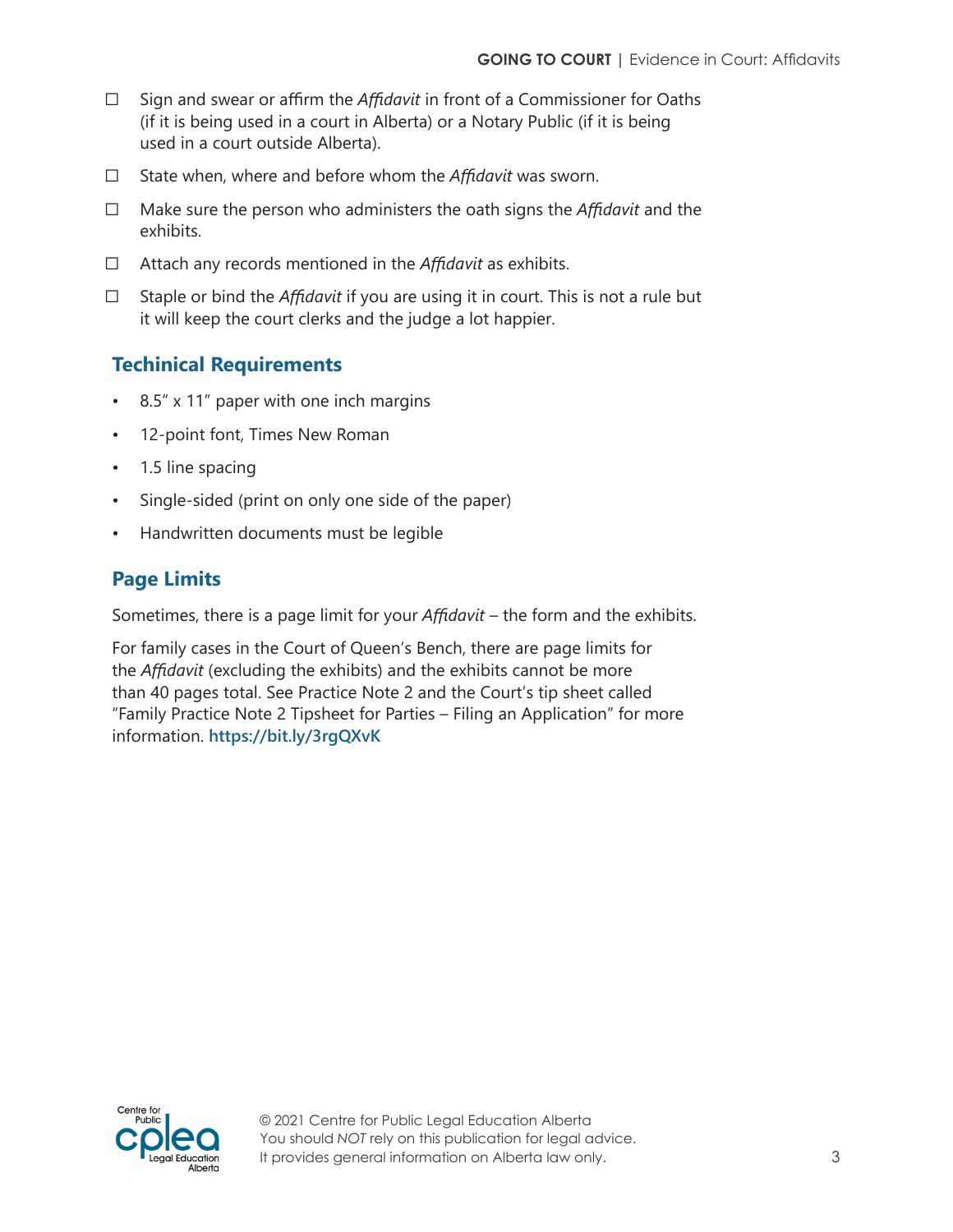- ☐ Sign and swear or affirm the *Affidavit* in front of a Commissioner for Oaths (if it is being used in a court in Alberta) or a Notary Public (if it is being used in a court outside Alberta).
- ☐ State when, where and before whom the *Affidavit* was sworn.
- ☐ Make sure the person who administers the oath signs the *Affidavit* and the exhibits.
- ☐ Attach any records mentioned in the *Affidavit* as exhibits.
- ☐ Staple or bind the *Affidavit* if you are using it in court. This is not a rule but it will keep the court clerks and the judge a lot happier.

## Techinical Requirements

- 8.5" x 11" paper with one inch margins
- 12-point font, Times New Roman
- 1.5 line spacing
- Single-sided (print on only one side of the paper)
- Handwritten documents must be legible

## Page Limits

Sometimes, there is a page limit for your *Affidavit* – the form and the exhibits.

For family cases in the Court of Queen's Bench, there are page limits for the *Affidavit* (excluding the exhibits) and the exhibits cannot be more than 40 pages total. See Practice Note 2 and the Court's tip sheet called "Family Practice Note 2 Tipsheet for Parties – Filing an Application" for more information. **https://bit.ly/3rgQXvK**

© 2021 Centre for Public Legal Education Alberta
You should *NOT* rely on this publication for legal advice.
It provides general information on Alberta law only.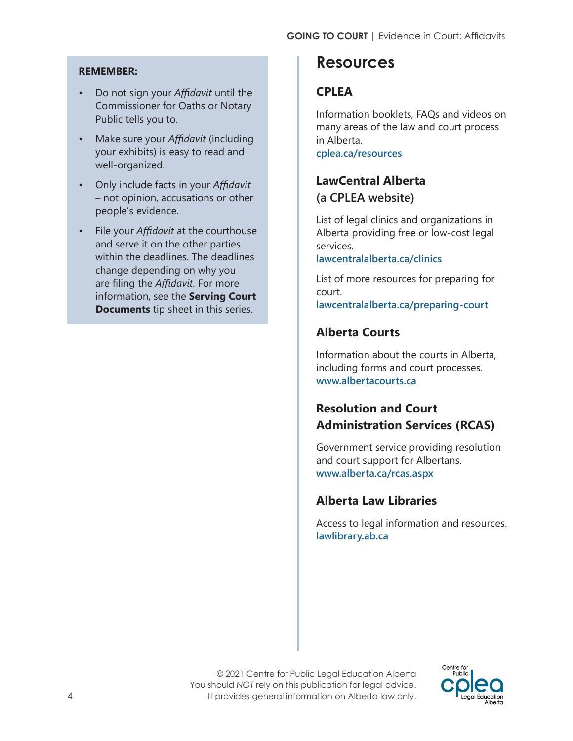**REMEMBER:**

- Do not sign your *Affidavit* until the Commissioner for Oaths or Notary Public tells you to.
- Make sure your *Affidavit* (including your exhibits) is easy to read and well-organized.
- Only include facts in your *Affidavit* – not opinion, accusations or other people's evidence.
- File your *Affidavit* at the courthouse and serve it on the other parties within the deadlines. The deadlines change depending on why you are filing the *Affidavit*. For more information, see the **Serving Court Documents** tip sheet in this series.

# Resources

## CPLEA

Information booklets, FAQs and videos on many areas of the law and court process in Alberta.
**cplea.ca/resources**

## LawCentral Alberta (a CPLEA website)

List of legal clinics and organizations in Alberta providing free or low-cost legal services.
**lawcentralalberta.ca/clinics**

List of more resources for preparing for court.
**lawcentralalberta.ca/preparing-court**

## Alberta Courts

Information about the courts in Alberta, including forms and court processes.
**www.albertacourts.ca**

## Resolution and Court Administration Services (RCAS)

Government service providing resolution and court support for Albertans.
**www.alberta.ca/rcas.aspx**

## Alberta Law Libraries

Access to legal information and resources.
**lawlibrary.ab.ca**

© 2021 Centre for Public Legal Education Alberta
You should *NOT* rely on this publication for legal advice.
It provides general information on Alberta law only.